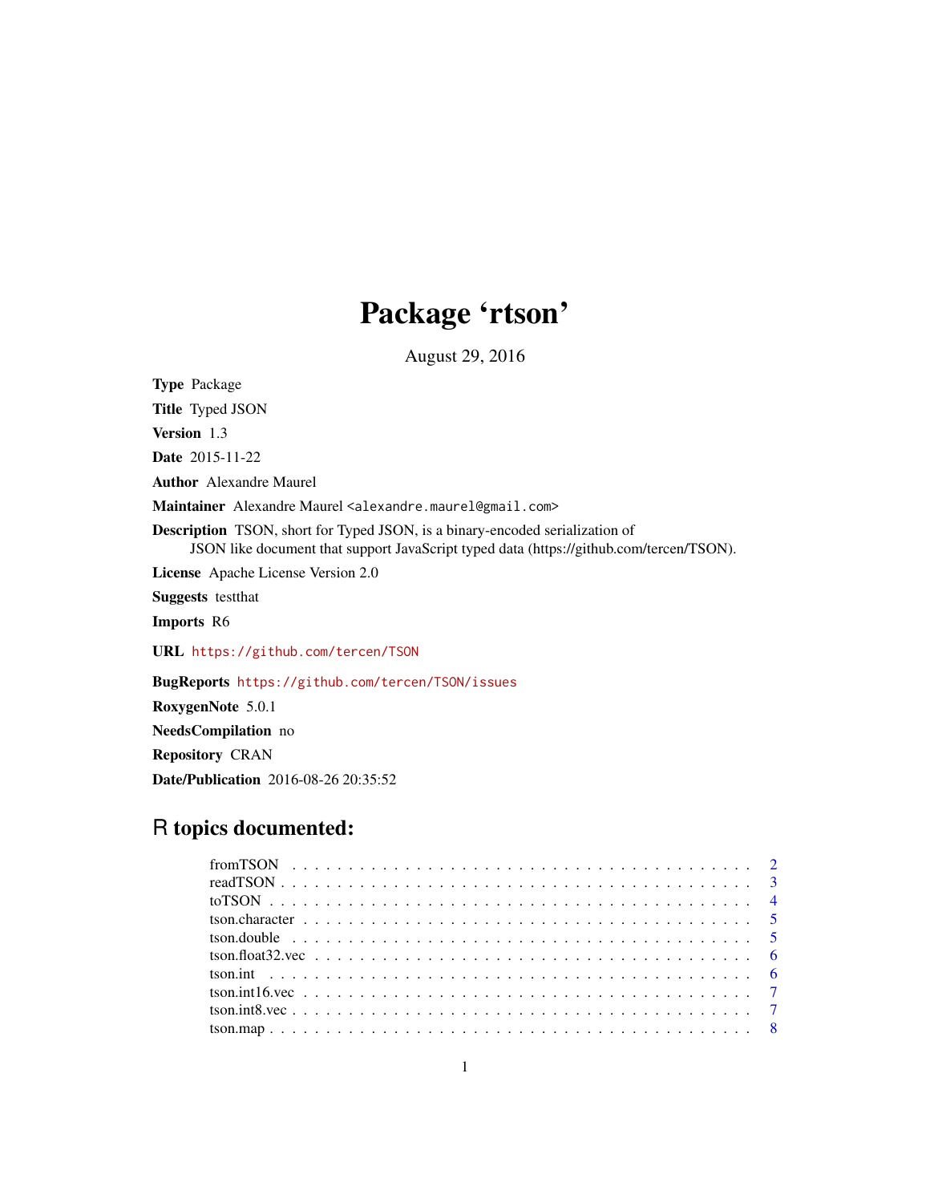# Package 'rtson'

August 29, 2016

**Type** Package

**Title** Typed JSON

**Version** 1.3

**Date** 2015-11-22

**Author** Alexandre Maurel

**Maintainer** Alexandre Maurel <alexandre.maurel@gmail.com>

**Description** TSON, short for Typed JSON, is a binary-encoded serialization of JSON like document that support JavaScript typed data (https://github.com/tercen/TSON).

**License** Apache License Version 2.0

**Suggests** testthat

**Imports** R6

**URL** https://github.com/tercen/TSON

**BugReports** https://github.com/tercen/TSON/issues

**RoxygenNote** 5.0.1

**NeedsCompilation** no

**Repository** CRAN

**Date/Publication** 2016-08-26 20:35:52

## R topics documented:

- fromTSON . . . . . . . . . . 2
- readTSON . . . . . . . . . . 3
- toTSON . . . . . . . . . . 4
- tson.character . . . . . . . . . . 5
- tson.double . . . . . . . . . . 5
- tson.float32.vec . . . . . . . . . . 6
- tson.int . . . . . . . . . . 6
- tson.int16.vec . . . . . . . . . . 7
- tson.int8.vec . . . . . . . . . . 7
- tson.map . . . . . . . . . . 8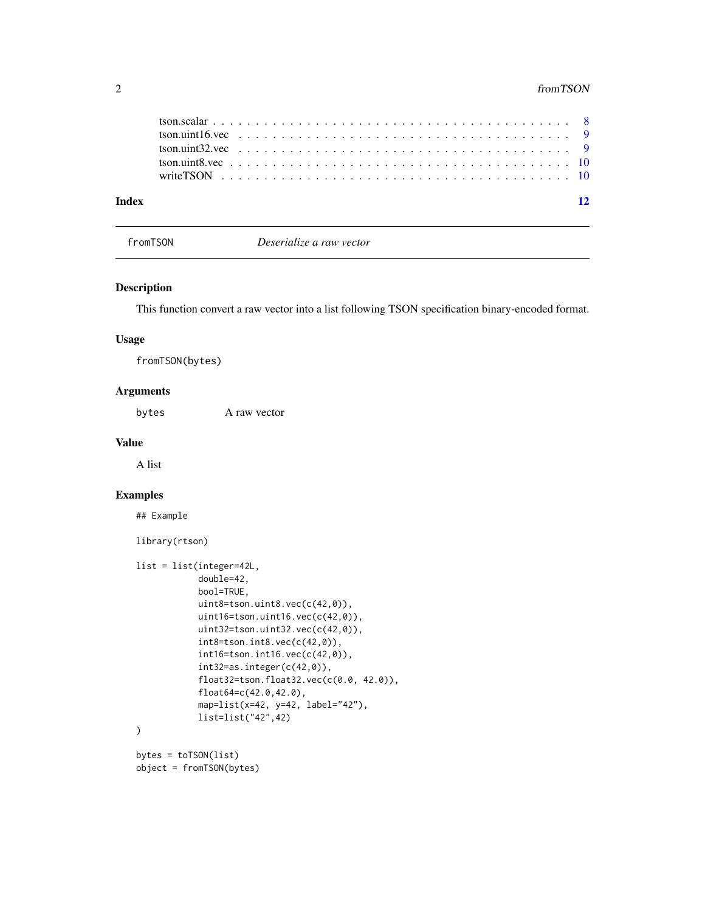tson.scalar . . . . . . . . . . . . . . . . . . . . . . . . . . . . . . . . . . . . . . . . 8
tson.uint16.vec . . . . . . . . . . . . . . . . . . . . . . . . . . . . . . . . . . . . . 9
tson.uint32.vec . . . . . . . . . . . . . . . . . . . . . . . . . . . . . . . . . . . . . 9
tson.uint8.vec . . . . . . . . . . . . . . . . . . . . . . . . . . . . . . . . . . . . . . 10
writeTSON . . . . . . . . . . . . . . . . . . . . . . . . . . . . . . . . . . . . . . . . 10

**Index** 12

---

## fromTSON — *Deserialize a raw vector*

### Description

This function convert a raw vector into a list following TSON specification binary-encoded format.

### Usage

```
fromTSON(bytes)
```

### Arguments

| | |
|---|---|
| bytes | A raw vector |

### Value

A list

### Examples

```
## Example

library(rtson)

list = list(integer=42L,
            double=42,
            bool=TRUE,
            uint8=tson.uint8.vec(c(42,0)),
            uint16=tson.uint16.vec(c(42,0)),
            uint32=tson.uint32.vec(c(42,0)),
            int8=tson.int8.vec(c(42,0)),
            int16=tson.int16.vec(c(42,0)),
            int32=as.integer(c(42,0)),
            float32=tson.float32.vec(c(0.0, 42.0)),
            float64=c(42.0,42.0),
            map=list(x=42, y=42, label="42"),
            list=list("42",42)
)

bytes = toTSON(list)
object = fromTSON(bytes)
```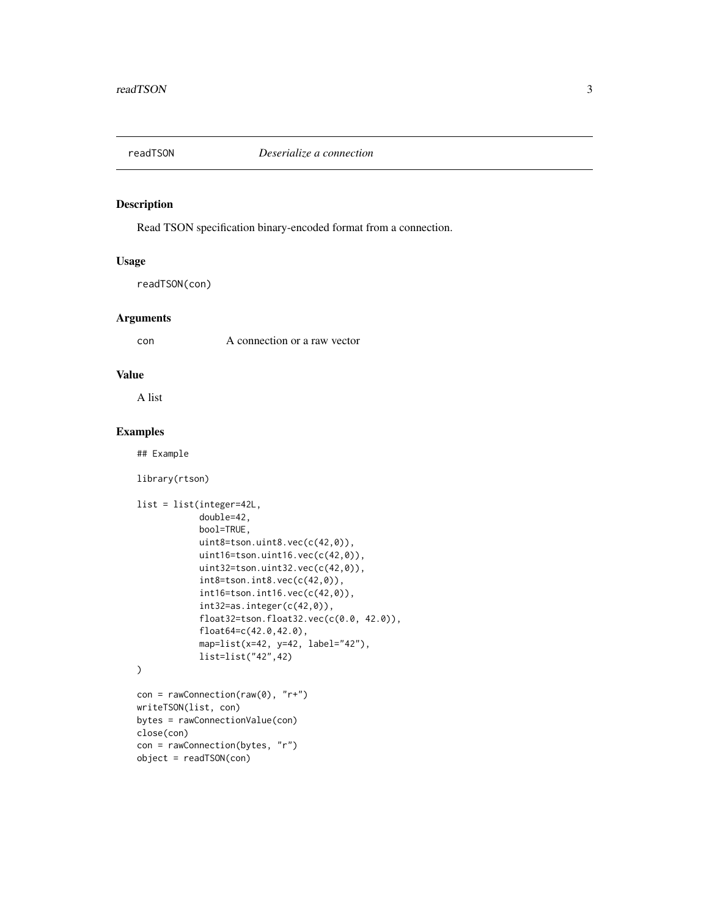readTSON *Deserialize a connection*

## Description

Read TSON specification binary-encoded format from a connection.

## Usage

```
readTSON(con)
```

## Arguments

| | |
|---|---|
| con | A connection or a raw vector |

## Value

A list

## Examples

```
## Example

library(rtson)

list = list(integer=42L,
            double=42,
            bool=TRUE,
            uint8=tson.uint8.vec(c(42,0)),
            uint16=tson.uint16.vec(c(42,0)),
            uint32=tson.uint32.vec(c(42,0)),
            int8=tson.int8.vec(c(42,0)),
            int16=tson.int16.vec(c(42,0)),
            int32=as.integer(c(42,0)),
            float32=tson.float32.vec(c(0.0, 42.0)),
            float64=c(42.0,42.0),
            map=list(x=42, y=42, label="42"),
            list=list("42",42)
)

con = rawConnection(raw(0), "r+")
writeTSON(list, con)
bytes = rawConnectionValue(con)
close(con)
con = rawConnection(bytes, "r")
object = readTSON(con)
```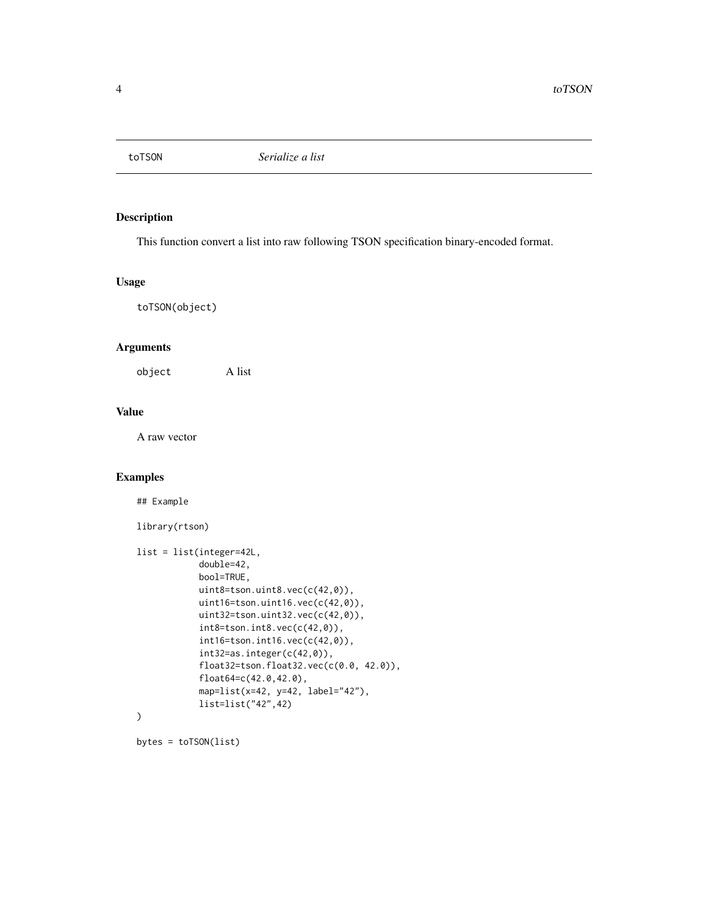toTSON *Serialize a list*

## Description

This function convert a list into raw following TSON specification binary-encoded format.

## Usage

```
toTSON(object)
```

## Arguments

object A list

## Value

A raw vector

## Examples

```
## Example

library(rtson)

list = list(integer=42L,
            double=42,
            bool=TRUE,
            uint8=tson.uint8.vec(c(42,0)),
            uint16=tson.uint16.vec(c(42,0)),
            uint32=tson.uint32.vec(c(42,0)),
            int8=tson.int8.vec(c(42,0)),
            int16=tson.int16.vec(c(42,0)),
            int32=as.integer(c(42,0)),
            float32=tson.float32.vec(c(0.0, 42.0)),
            float64=c(42.0,42.0),
            map=list(x=42, y=42, label="42"),
            list=list("42",42)
)

bytes = toTSON(list)
```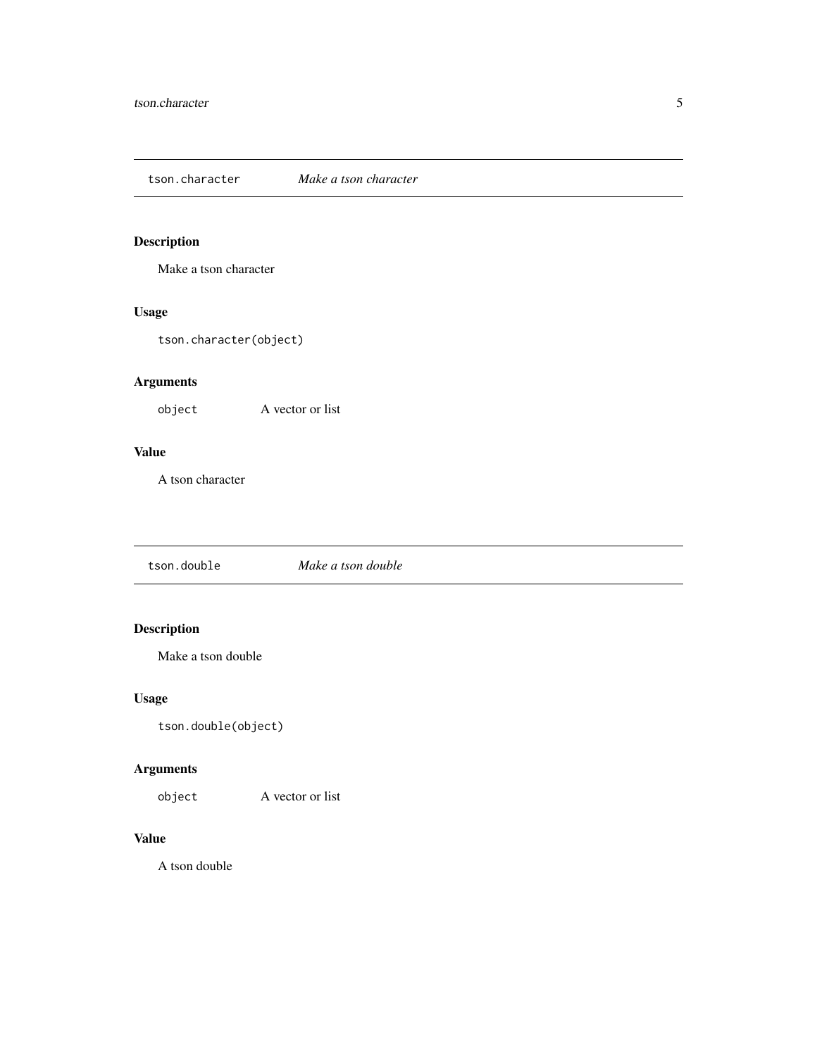## `tson.character` *Make a tson character*

### Description

Make a tson character

### Usage

```
tson.character(object)
```

### Arguments

| | |
|---|---|
| `object` | A vector or list |

### Value

A tson character

## `tson.double` *Make a tson double*

### Description

Make a tson double

### Usage

```
tson.double(object)
```

### Arguments

| | |
|---|---|
| `object` | A vector or list |

### Value

A tson double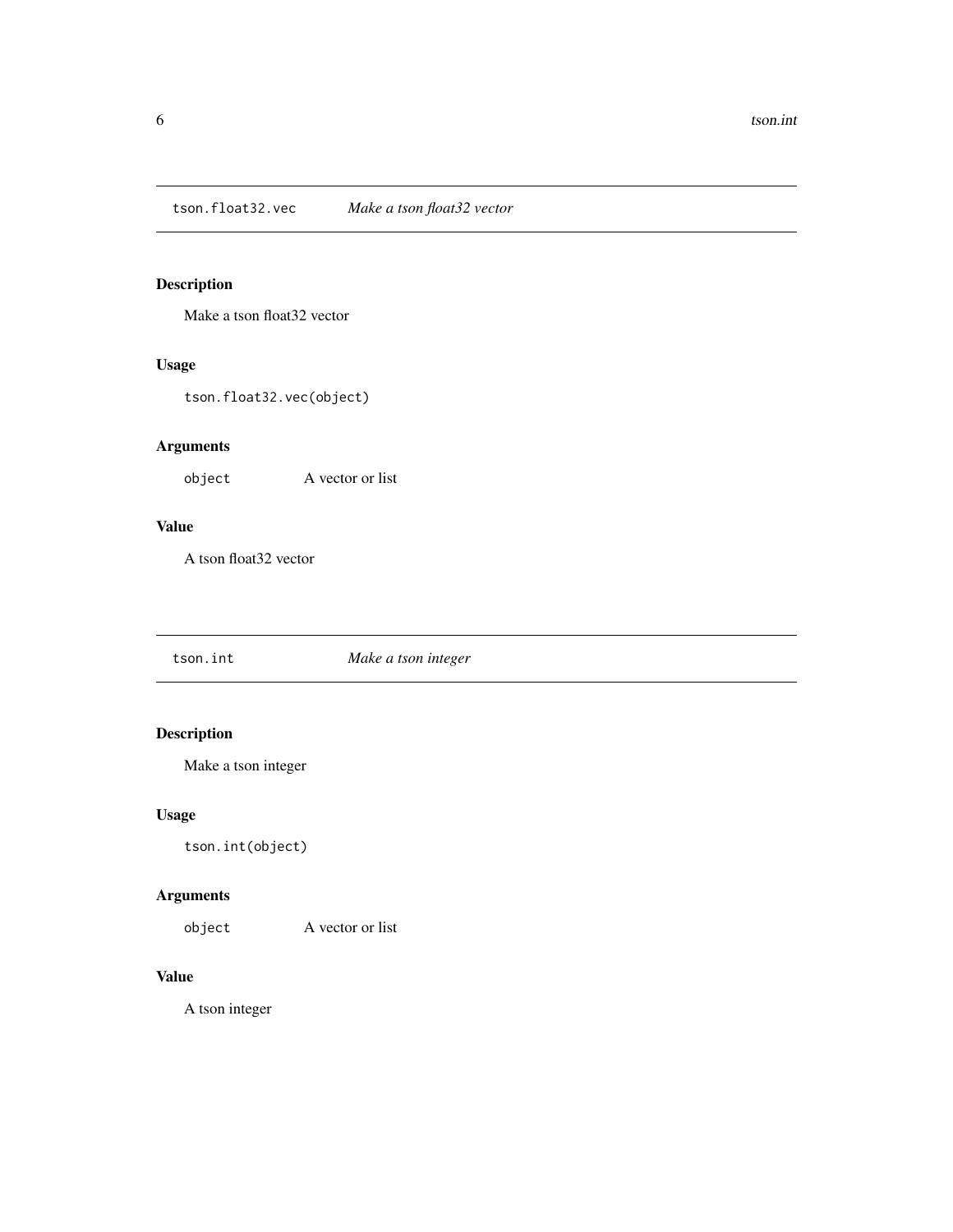## tson.float32.vec — *Make a tson float32 vector*

### Description

Make a tson float32 vector

### Usage

```
tson.float32.vec(object)
```

### Arguments

| | |
|---|---|
| `object` | A vector or list |

### Value

A tson float32 vector

## tson.int — *Make a tson integer*

### Description

Make a tson integer

### Usage

```
tson.int(object)
```

### Arguments

| | |
|---|---|
| `object` | A vector or list |

### Value

A tson integer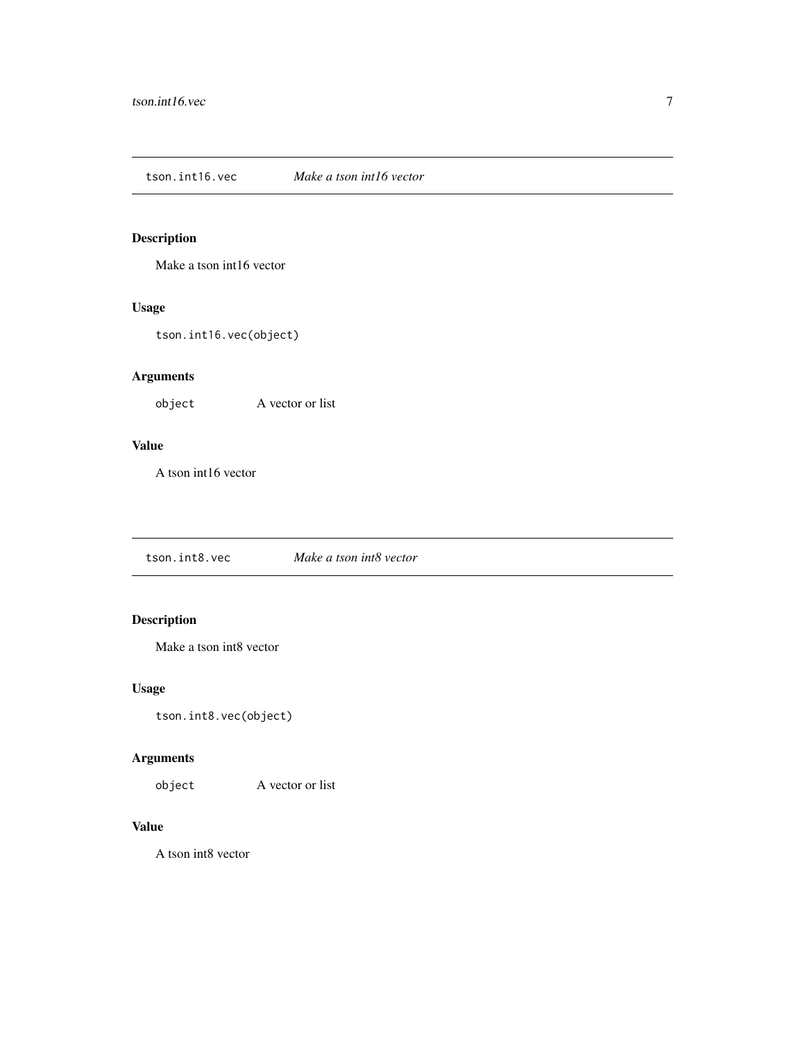## tson.int16.vec — *Make a tson int16 vector*

### Description

Make a tson int16 vector

### Usage

```
tson.int16.vec(object)
```

### Arguments

| | |
|---|---|
| object | A vector or list |

### Value

A tson int16 vector

## tson.int8.vec — *Make a tson int8 vector*

### Description

Make a tson int8 vector

### Usage

```
tson.int8.vec(object)
```

### Arguments

| | |
|---|---|
| object | A vector or list |

### Value

A tson int8 vector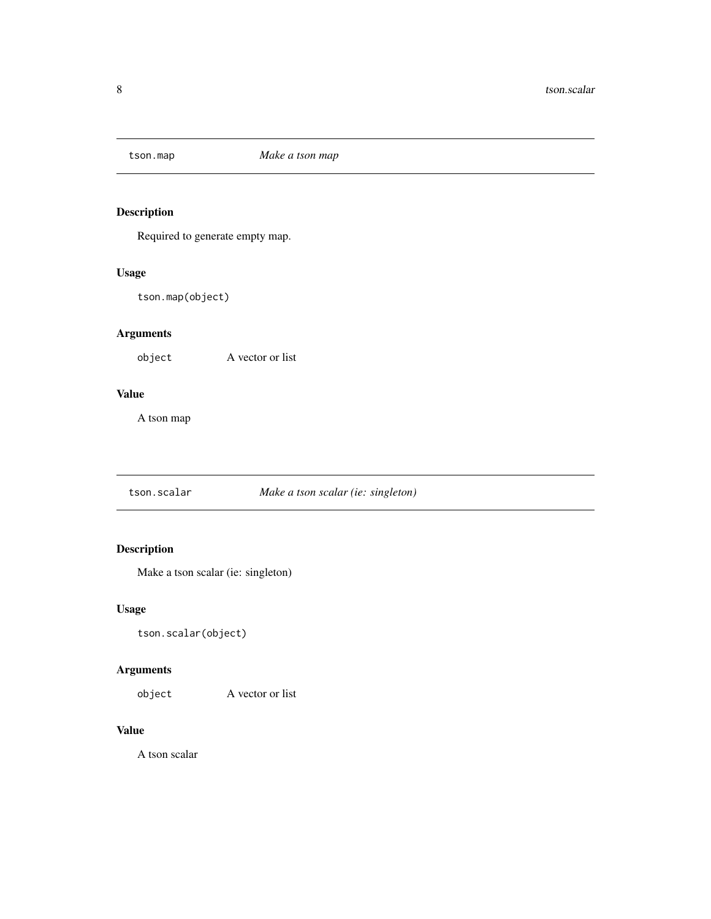## `tson.map` *Make a tson map*

### Description

Required to generate empty map.

### Usage

```
tson.map(object)
```

### Arguments

| | |
|---|---|
| `object` | A vector or list |

### Value

A tson map

## `tson.scalar` *Make a tson scalar (ie: singleton)*

### Description

Make a tson scalar (ie: singleton)

### Usage

```
tson.scalar(object)
```

### Arguments

| | |
|---|---|
| `object` | A vector or list |

### Value

A tson scalar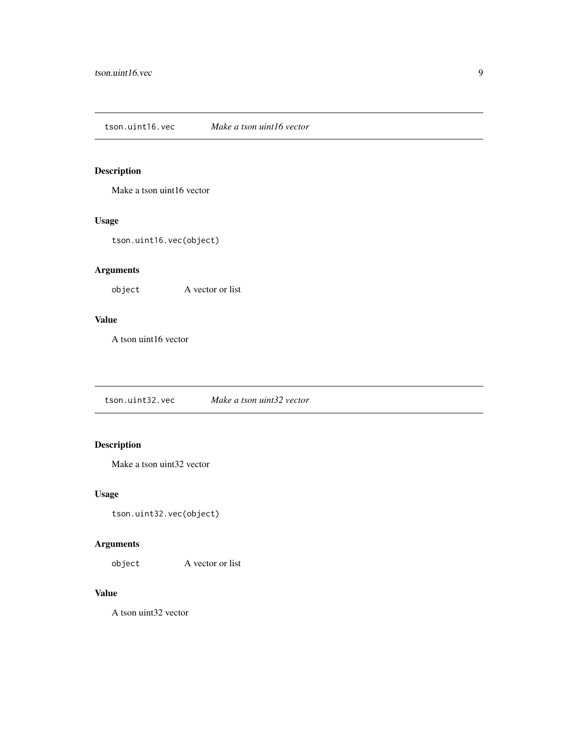## tson.uint16.vec    *Make a tson uint16 vector*

### Description

Make a tson uint16 vector

### Usage

```
tson.uint16.vec(object)
```

### Arguments

| | |
|---|---|
| `object` | A vector or list |

### Value

A tson uint16 vector

## tson.uint32.vec    *Make a tson uint32 vector*

### Description

Make a tson uint32 vector

### Usage

```
tson.uint32.vec(object)
```

### Arguments

| | |
|---|---|
| `object` | A vector or list |

### Value

A tson uint32 vector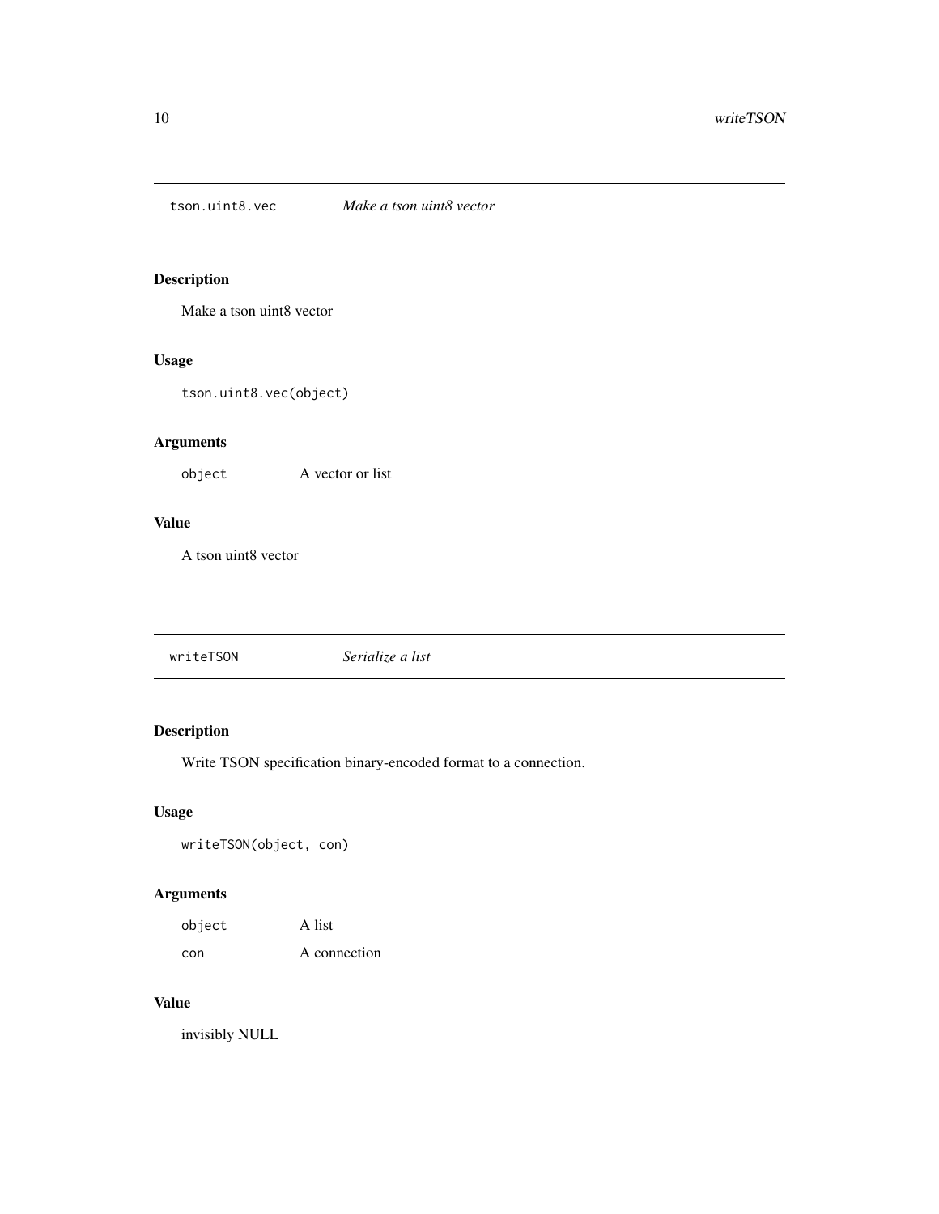## tson.uint8.vec *Make a tson uint8 vector*

### Description

Make a tson uint8 vector

### Usage

```
tson.uint8.vec(object)
```

### Arguments

| | |
|---|---|
| `object` | A vector or list |

### Value

A tson uint8 vector

## writeTSON *Serialize a list*

### Description

Write TSON specification binary-encoded format to a connection.

### Usage

```
writeTSON(object, con)
```

### Arguments

| | |
|---|---|
| `object` | A list |
| `con` | A connection |

### Value

invisibly NULL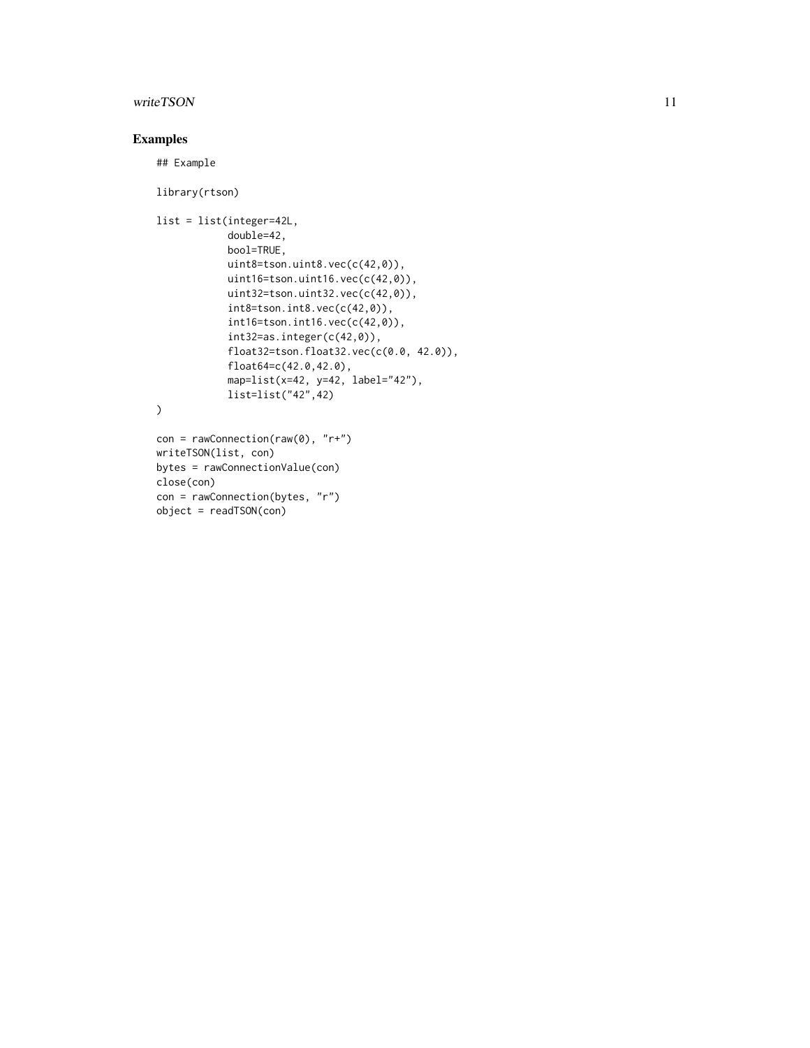## Examples

```
## Example

library(rtson)

list = list(integer=42L,
            double=42,
            bool=TRUE,
            uint8=tson.uint8.vec(c(42,0)),
            uint16=tson.uint16.vec(c(42,0)),
            uint32=tson.uint32.vec(c(42,0)),
            int8=tson.int8.vec(c(42,0)),
            int16=tson.int16.vec(c(42,0)),
            int32=as.integer(c(42,0)),
            float32=tson.float32.vec(c(0.0, 42.0)),
            float64=c(42.0,42.0),
            map=list(x=42, y=42, label="42"),
            list=list("42",42)
)

con = rawConnection(raw(0), "r+")
writeTSON(list, con)
bytes = rawConnectionValue(con)
close(con)
con = rawConnection(bytes, "r")
object = readTSON(con)
```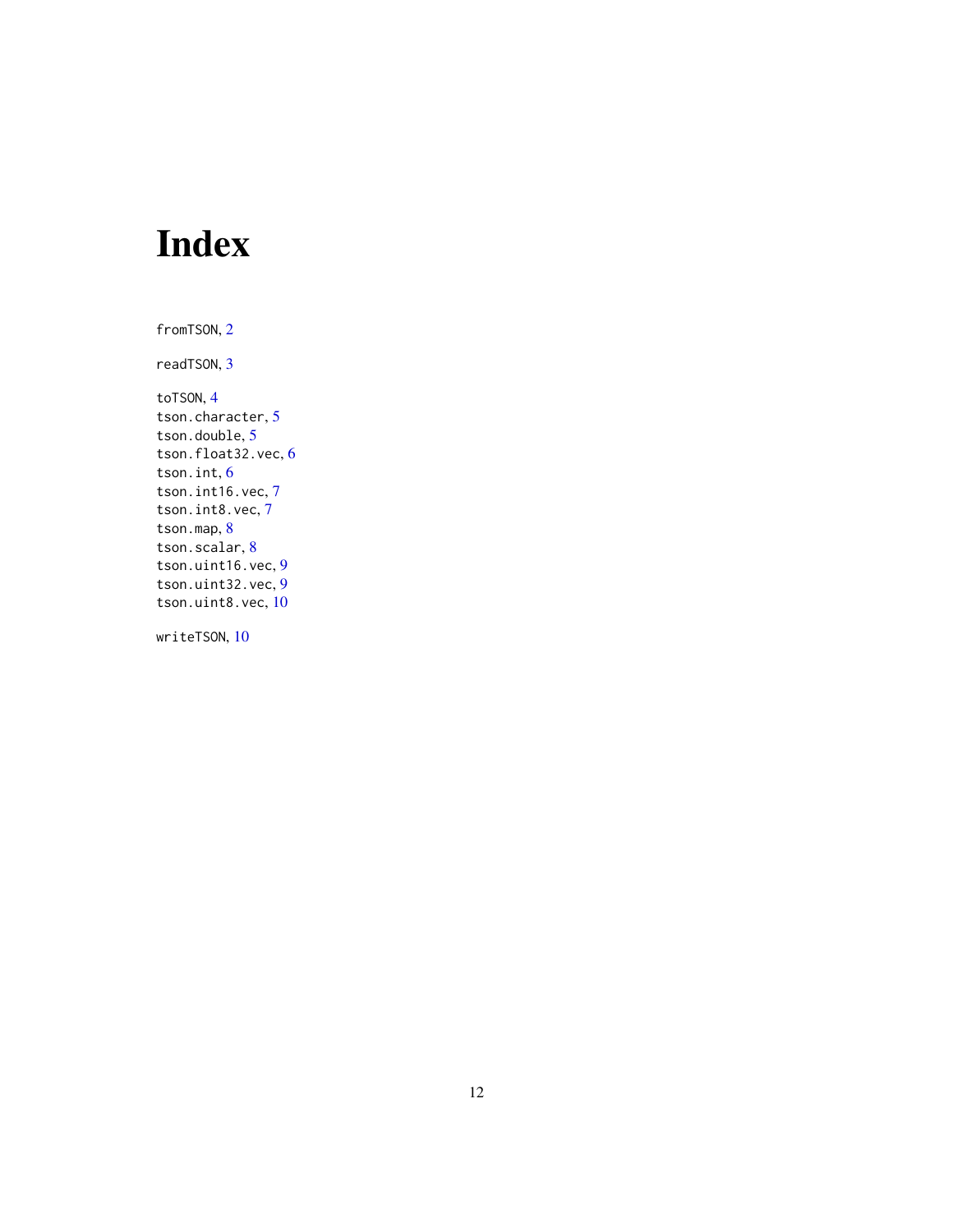# Index

fromTSON, 2

readTSON, 3

toTSON, 4
tson.character, 5
tson.double, 5
tson.float32.vec, 6
tson.int, 6
tson.int16.vec, 7
tson.int8.vec, 7
tson.map, 8
tson.scalar, 8
tson.uint16.vec, 9
tson.uint32.vec, 9
tson.uint8.vec, 10

writeTSON, 10